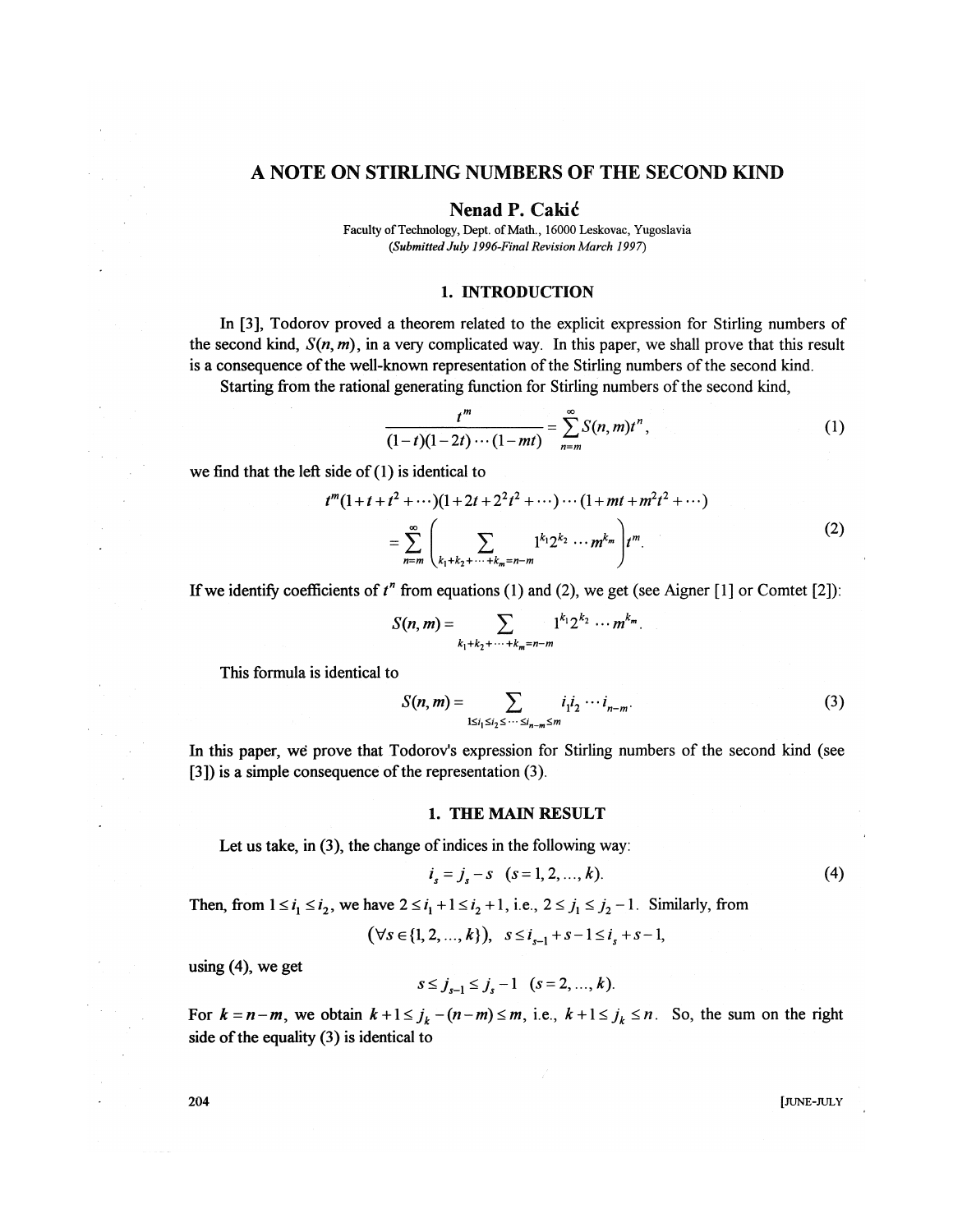# A NOTE ON STIRLING NUMBERS OF THE SECOND KIND

**Nenad P. Cakić**

Faculty of Technology, Dept. of Math., 16000 Leskovac, Yugoslavia

*(Submitted July 1996-Final Revision March 1997)*

## 1. INTRODUCTION

In [3], Todorov proved a theorem related to the explicit expression for Stirling numbers of the second kind, $S(n, m)$, in a very complicated way. In this paper, we shall prove that this result is a consequence of the well-known representation of the Stirling numbers of the second kind.

Starting from the rational generating function for Stirling numbers of the second kind,

$$\frac{t^m}{(1-t)(1-2t)\cdots(1-mt)} = \sum_{n=m}^{\infty} S(n,m)t^n, \tag{1}$$

we find that the left side of (1) is identical to

$$\begin{aligned} &t^m(1+t+t^2+\cdots)(1+2t+2^2t^2+\cdots)\cdots(1+mt+m^2t^2+\cdots) \\ &= \sum_{n=m}^{\infty}\left(\sum_{k_1+k_2+\cdots+k_m=n-m} 1^{k_1}2^{k_2}\cdots m^{k_m}\right)t^m. \end{aligned} \tag{2}$$

If we identify coefficients of $t^n$ from equations (1) and (2), we get (see Aigner [1] or Comtet [2]):

$$S(n,m) = \sum_{k_1+k_2+\cdots+k_m=n-m} 1^{k_1}2^{k_2}\cdots m^{k_m}.$$

This formula is identical to

$$S(n,m) = \sum_{1\le i_1\le i_2\le\cdots\le i_{n-m}\le m} i_1 i_2\cdots i_{n-m}. \tag{3}$$

In this paper, we prove that Todorov's expression for Stirling numbers of the second kind (see [3]) is a simple consequence of the representation (3).

## 1. THE MAIN RESULT

Let us take, in (3), the change of indices in the following way:

$$i_s = j_s - s \quad (s = 1, 2, \ldots, k). \tag{4}$$

Then, from $1 \le i_1 \le i_2$, we have $2 \le i_1 + 1 \le i_2 + 1$, i.e., $2 \le j_1 \le j_2 - 1$. Similarly, from

$$(\forall s \in \{1, 2, \ldots, k\}), \quad s \le i_{s-1} + s - 1 \le i_s + s - 1,$$

using (4), we get

$$s \le j_{s-1} \le j_s - 1 \quad (s = 2, \ldots, k).$$

For $k = n - m$, we obtain $k + 1 \le j_k - (n-m) \le m$, i.e., $k + 1 \le j_k \le n$. So, the sum on the right side of the equality (3) is identical to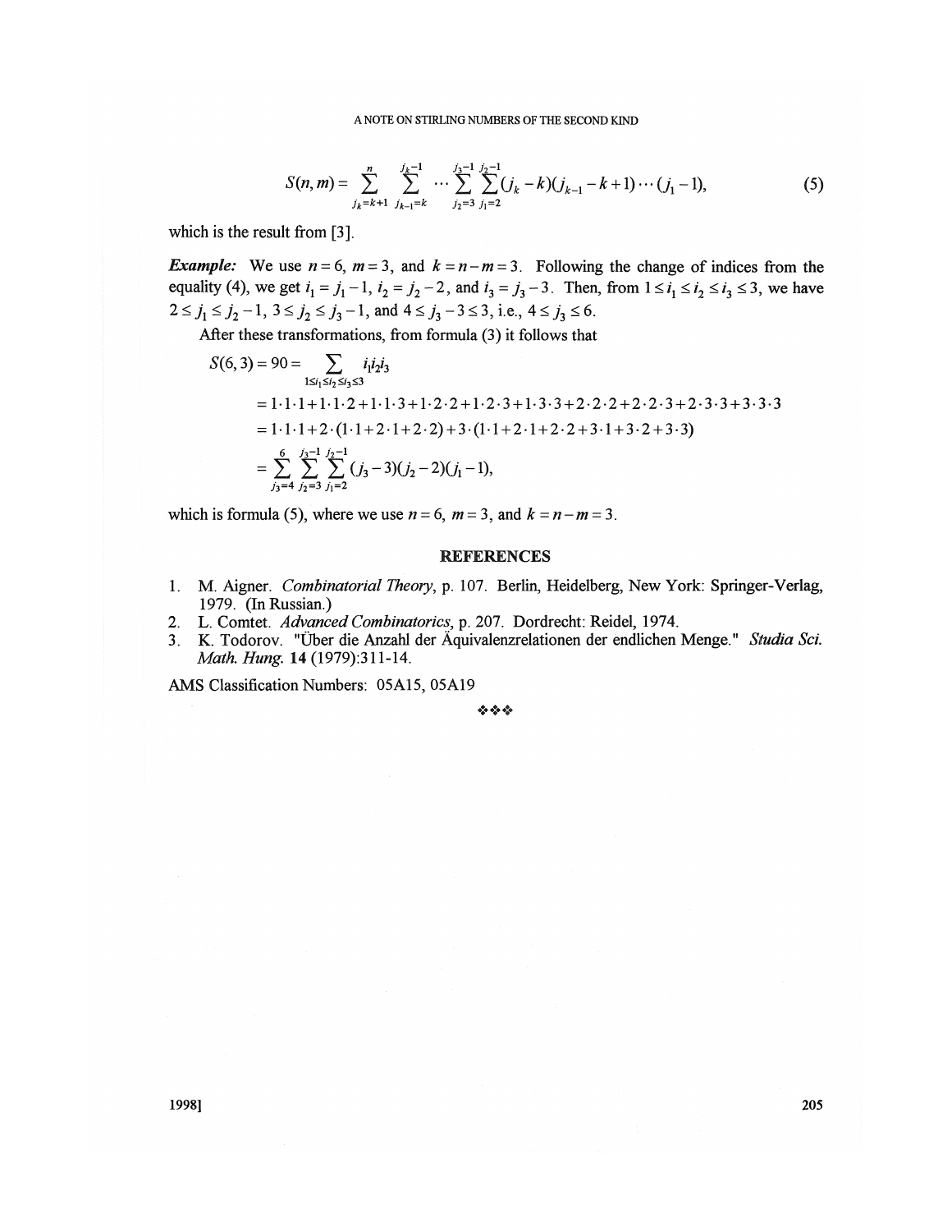$$S(n,m) = \sum_{j_k=k+1}^{n} \sum_{j_{k-1}=k}^{j_k-1} \cdots \sum_{j_2=3}^{j_3-1} \sum_{j_1=2}^{j_2-1} (j_k - k)(j_{k-1} - k + 1) \cdots (j_1 - 1), \tag{5}$$

which is the result from [3].

***Example:*** We use $n = 6$, $m = 3$, and $k = n - m = 3$. Following the change of indices from the equality (4), we get $i_1 = j_1 - 1$, $i_2 = j_2 - 2$, and $i_3 = j_3 - 3$. Then, from $1 \le i_1 \le i_2 \le i_3 \le 3$, we have $2 \le j_1 \le j_2 - 1$, $3 \le j_2 \le j_3 - 1$, and $4 \le j_3 - 3 \le 3$, i.e., $4 \le j_3 \le 6$.

After these transformations, from formula (3) it follows that

$$\begin{aligned}
S(6,3) = 90 &= \sum_{1 \le i_1 \le i_2 \le i_3 \le 3} i_1 i_2 i_3 \\
&= 1\cdot1\cdot1 + 1\cdot1\cdot2 + 1\cdot1\cdot3 + 1\cdot2\cdot2 + 1\cdot2\cdot3 + 1\cdot3\cdot3 + 2\cdot2\cdot2 + 2\cdot2\cdot3 + 2\cdot3\cdot3 + 3\cdot3\cdot3 \\
&= 1\cdot1\cdot1 + 2\cdot(1\cdot1 + 2\cdot1 + 2\cdot2) + 3\cdot(1\cdot1 + 2\cdot1 + 2\cdot2 + 3\cdot1 + 3\cdot2 + 3\cdot3) \\
&= \sum_{j_3=4}^{6} \sum_{j_2=3}^{j_3-1} \sum_{j_1=2}^{j_2-1} (j_3 - 3)(j_2 - 2)(j_1 - 1),
\end{aligned}$$

which is formula (5), where we use $n = 6$, $m = 3$, and $k = n - m = 3$.

## REFERENCES

1. M. Aigner. *Combinatorial Theory*, p. 107. Berlin, Heidelberg, New York: Springer-Verlag, 1979. (In Russian.)
2. L. Comtet. *Advanced Combinatorics*, p. 207. Dordrecht: Reidel, 1974.
3. K. Todorov. "Über die Anzahl der Äquivalenzrelationen der endlichen Menge." *Studia Sci. Math. Hung.* **14** (1979):311-14.

AMS Classification Numbers: 05A15, 05A19

❖❖❖